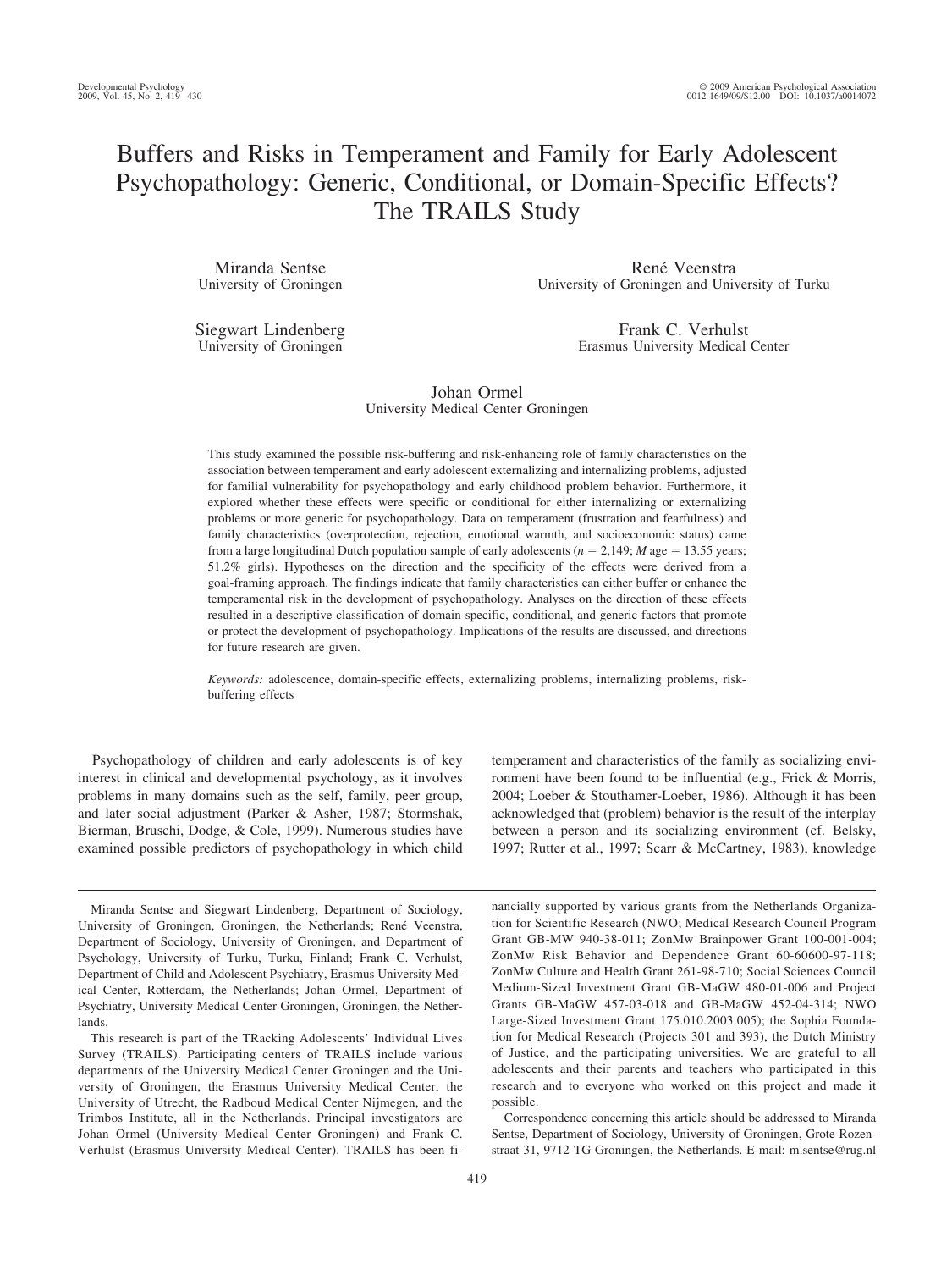# Buffers and Risks in Temperament and Family for Early Adolescent Psychopathology: Generic, Conditional, or Domain-Specific Effects? The TRAILS Study

Miranda Sentse
University of Groningen

René Veenstra
University of Groningen and University of Turku

Siegwart Lindenberg
University of Groningen

Frank C. Verhulst
Erasmus University Medical Center

Johan Ormel
University Medical Center Groningen

This study examined the possible risk-buffering and risk-enhancing role of family characteristics on the association between temperament and early adolescent externalizing and internalizing problems, adjusted for familial vulnerability for psychopathology and early childhood problem behavior. Furthermore, it explored whether these effects were specific or conditional for either internalizing or externalizing problems or more generic for psychopathology. Data on temperament (frustration and fearfulness) and family characteristics (overprotection, rejection, emotional warmth, and socioeconomic status) came from a large longitudinal Dutch population sample of early adolescents ($n = 2,149$; $M$ age $= 13.55$ years; 51.2% girls). Hypotheses on the direction and the specificity of the effects were derived from a goal-framing approach. The findings indicate that family characteristics can either buffer or enhance the temperamental risk in the development of psychopathology. Analyses on the direction of these effects resulted in a descriptive classification of domain-specific, conditional, and generic factors that promote or protect the development of psychopathology. Implications of the results are discussed, and directions for future research are given.

*Keywords:* adolescence, domain-specific effects, externalizing problems, internalizing problems, risk-buffering effects

Psychopathology of children and early adolescents is of key interest in clinical and developmental psychology, as it involves problems in many domains such as the self, family, peer group, and later social adjustment (Parker & Asher, 1987; Stormshak, Bierman, Bruschi, Dodge, & Cole, 1999). Numerous studies have examined possible predictors of psychopathology in which child temperament and characteristics of the family as socializing environment have been found to be influential (e.g., Frick & Morris, 2004; Loeber & Stouthamer-Loeber, 1986). Although it has been acknowledged that (problem) behavior is the result of the interplay between a person and its socializing environment (cf. Belsky, 1997; Rutter et al., 1997; Scarr & McCartney, 1983), knowledge

---

Miranda Sentse and Siegwart Lindenberg, Department of Sociology, University of Groningen, Groningen, the Netherlands; René Veenstra, Department of Sociology, University of Groningen, and Department of Psychology, University of Turku, Turku, Finland; Frank C. Verhulst, Department of Child and Adolescent Psychiatry, Erasmus University Medical Center, Rotterdam, the Netherlands; Johan Ormel, Department of Psychiatry, University Medical Center Groningen, Groningen, the Netherlands.

This research is part of the TRacking Adolescents' Individual Lives Survey (TRAILS). Participating centers of TRAILS include various departments of the University Medical Center Groningen and the University of Groningen, the Erasmus University Medical Center, the University of Utrecht, the Radboud Medical Center Nijmegen, and the Trimbos Institute, all in the Netherlands. Principal investigators are Johan Ormel (University Medical Center Groningen) and Frank C. Verhulst (Erasmus University Medical Center). TRAILS has been financially supported by various grants from the Netherlands Organization for Scientific Research (NWO; Medical Research Council Program Grant GB-MW 940-38-011; ZonMw Brainpower Grant 100-001-004; ZonMw Risk Behavior and Dependence Grant 60-60600-97-118; ZonMw Culture and Health Grant 261-98-710; Social Sciences Council Medium-Sized Investment Grant GB-MaGW 480-01-006 and Project Grants GB-MaGW 457-03-018 and GB-MaGW 452-04-314; NWO Large-Sized Investment Grant 175.010.2003.005); the Sophia Foundation for Medical Research (Projects 301 and 393), the Dutch Ministry of Justice, and the participating universities. We are grateful to all adolescents and their parents and teachers who participated in this research and to everyone who worked on this project and made it possible.

Correspondence concerning this article should be addressed to Miranda Sentse, Department of Sociology, University of Groningen, Grote Rozenstraat 31, 9712 TG Groningen, the Netherlands. E-mail: m.sentse@rug.nl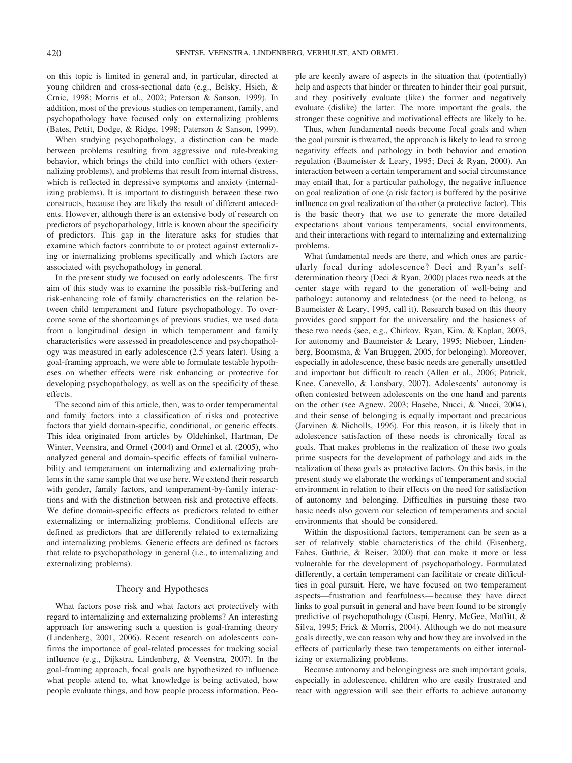on this topic is limited in general and, in particular, directed at young children and cross-sectional data (e.g., Belsky, Hsieh, & Crnic, 1998; Morris et al., 2002; Paterson & Sanson, 1999). In addition, most of the previous studies on temperament, family, and psychopathology have focused only on externalizing problems (Bates, Pettit, Dodge, & Ridge, 1998; Paterson & Sanson, 1999).

When studying psychopathology, a distinction can be made between problems resulting from aggressive and rule-breaking behavior, which brings the child into conflict with others (externalizing problems), and problems that result from internal distress, which is reflected in depressive symptoms and anxiety (internalizing problems). It is important to distinguish between these two constructs, because they are likely the result of different antecedents. However, although there is an extensive body of research on predictors of psychopathology, little is known about the specificity of predictors. This gap in the literature asks for studies that examine which factors contribute to or protect against externalizing or internalizing problems specifically and which factors are associated with psychopathology in general.

In the present study we focused on early adolescents. The first aim of this study was to examine the possible risk-buffering and risk-enhancing role of family characteristics on the relation between child temperament and future psychopathology. To overcome some of the shortcomings of previous studies, we used data from a longitudinal design in which temperament and family characteristics were assessed in preadolescence and psychopathology was measured in early adolescence (2.5 years later). Using a goal-framing approach, we were able to formulate testable hypotheses on whether effects were risk enhancing or protective for developing psychopathology, as well as on the specificity of these effects.

The second aim of this article, then, was to order temperamental and family factors into a classification of risks and protective factors that yield domain-specific, conditional, or generic effects. This idea originated from articles by Oldehinkel, Hartman, De Winter, Veenstra, and Ormel (2004) and Ormel et al. (2005), who analyzed general and domain-specific effects of familial vulnerability and temperament on internalizing and externalizing problems in the same sample that we use here. We extend their research with gender, family factors, and temperament-by-family interactions and with the distinction between risk and protective effects. We define domain-specific effects as predictors related to either externalizing or internalizing problems. Conditional effects are defined as predictors that are differently related to externalizing and internalizing problems. Generic effects are defined as factors that relate to psychopathology in general (i.e., to internalizing and externalizing problems).

## Theory and Hypotheses

What factors pose risk and what factors act protectively with regard to internalizing and externalizing problems? An interesting approach for answering such a question is goal-framing theory (Lindenberg, 2001, 2006). Recent research on adolescents confirms the importance of goal-related processes for tracking social influence (e.g., Dijkstra, Lindenberg, & Veenstra, 2007). In the goal-framing approach, focal goals are hypothesized to influence what people attend to, what knowledge is being activated, how people evaluate things, and how people process information. People are keenly aware of aspects in the situation that (potentially) help and aspects that hinder or threaten to hinder their goal pursuit, and they positively evaluate (like) the former and negatively evaluate (dislike) the latter. The more important the goals, the stronger these cognitive and motivational effects are likely to be.

Thus, when fundamental needs become focal goals and when the goal pursuit is thwarted, the approach is likely to lead to strong negativity effects and pathology in both behavior and emotion regulation (Baumeister & Leary, 1995; Deci & Ryan, 2000). An interaction between a certain temperament and social circumstance may entail that, for a particular pathology, the negative influence on goal realization of one (a risk factor) is buffered by the positive influence on goal realization of the other (a protective factor). This is the basic theory that we use to generate the more detailed expectations about various temperaments, social environments, and their interactions with regard to internalizing and externalizing problems.

What fundamental needs are there, and which ones are particularly focal during adolescence? Deci and Ryan's self-determination theory (Deci & Ryan, 2000) places two needs at the center stage with regard to the generation of well-being and pathology: autonomy and relatedness (or the need to belong, as Baumeister & Leary, 1995, call it). Research based on this theory provides good support for the universality and the basicness of these two needs (see, e.g., Chirkov, Ryan, Kim, & Kaplan, 2003, for autonomy and Baumeister & Leary, 1995; Nieboer, Lindenberg, Boomsma, & Van Bruggen, 2005, for belonging). Moreover, especially in adolescence, these basic needs are generally unsettled and important but difficult to reach (Allen et al., 2006; Patrick, Knee, Canevello, & Lonsbary, 2007). Adolescents' autonomy is often contested between adolescents on the one hand and parents on the other (see Agnew, 2003; Hasebe, Nucci, & Nucci, 2004), and their sense of belonging is equally important and precarious (Jarvinen & Nicholls, 1996). For this reason, it is likely that in adolescence satisfaction of these needs is chronically focal as goals. That makes problems in the realization of these two goals prime suspects for the development of pathology and aids in the realization of these goals as protective factors. On this basis, in the present study we elaborate the workings of temperament and social environment in relation to their effects on the need for satisfaction of autonomy and belonging. Difficulties in pursuing these two basic needs also govern our selection of temperaments and social environments that should be considered.

Within the dispositional factors, temperament can be seen as a set of relatively stable characteristics of the child (Eisenberg, Fabes, Guthrie, & Reiser, 2000) that can make it more or less vulnerable for the development of psychopathology. Formulated differently, a certain temperament can facilitate or create difficulties in goal pursuit. Here, we have focused on two temperament aspects—frustration and fearfulness—because they have direct links to goal pursuit in general and have been found to be strongly predictive of psychopathology (Caspi, Henry, McGee, Moffitt, & Silva, 1995; Frick & Morris, 2004). Although we do not measure goals directly, we can reason why and how they are involved in the effects of particularly these two temperaments on either internalizing or externalizing problems.

Because autonomy and belongingness are such important goals, especially in adolescence, children who are easily frustrated and react with aggression will see their efforts to achieve autonomy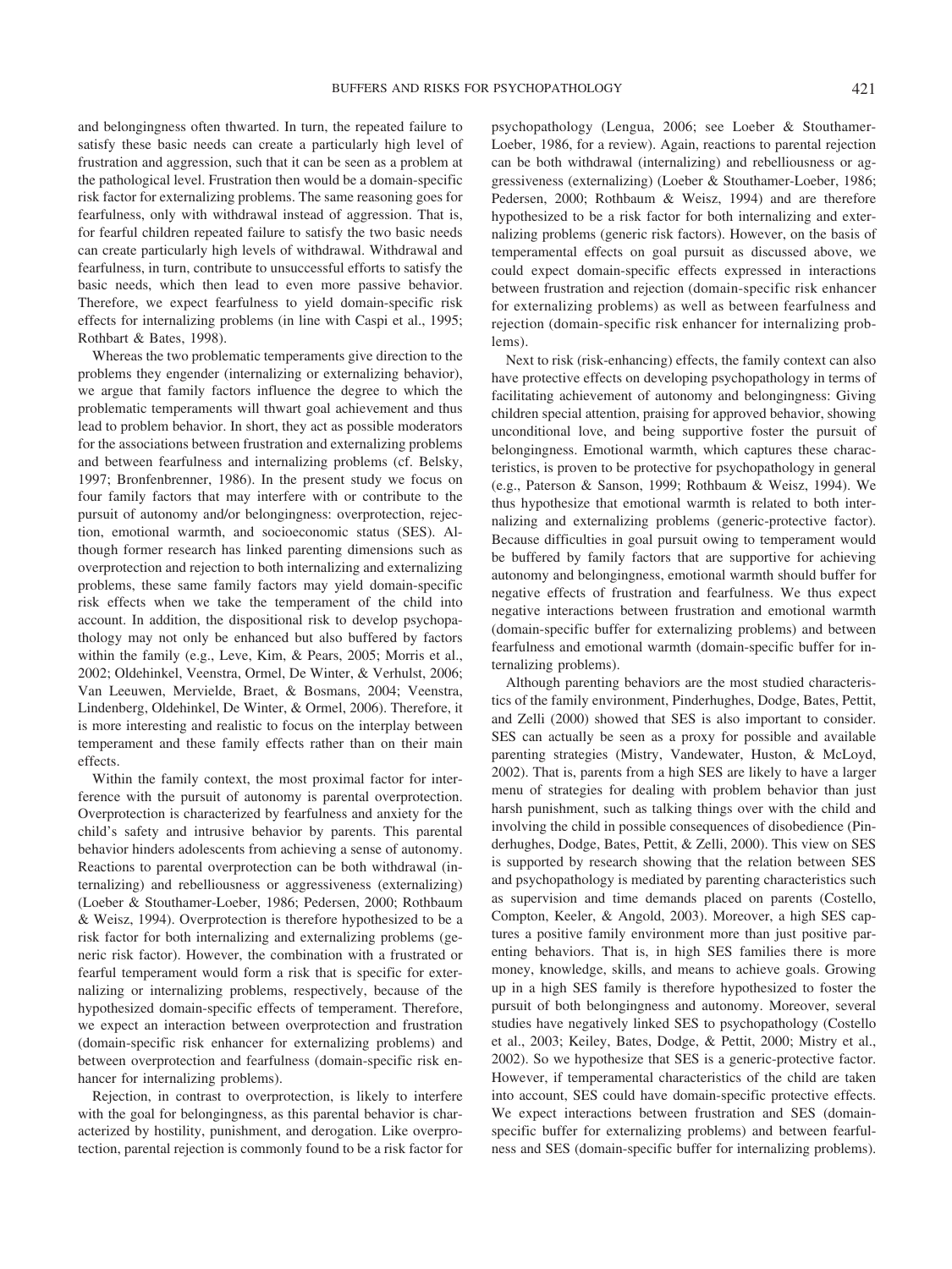and belongingness often thwarted. In turn, the repeated failure to satisfy these basic needs can create a particularly high level of frustration and aggression, such that it can be seen as a problem at the pathological level. Frustration then would be a domain-specific risk factor for externalizing problems. The same reasoning goes for fearfulness, only with withdrawal instead of aggression. That is, for fearful children repeated failure to satisfy the two basic needs can create particularly high levels of withdrawal. Withdrawal and fearfulness, in turn, contribute to unsuccessful efforts to satisfy the basic needs, which then lead to even more passive behavior. Therefore, we expect fearfulness to yield domain-specific risk effects for internalizing problems (in line with Caspi et al., 1995; Rothbart & Bates, 1998).

Whereas the two problematic temperaments give direction to the problems they engender (internalizing or externalizing behavior), we argue that family factors influence the degree to which the problematic temperaments will thwart goal achievement and thus lead to problem behavior. In short, they act as possible moderators for the associations between frustration and externalizing problems and between fearfulness and internalizing problems (cf. Belsky, 1997; Bronfenbrenner, 1986). In the present study we focus on four family factors that may interfere with or contribute to the pursuit of autonomy and/or belongingness: overprotection, rejection, emotional warmth, and socioeconomic status (SES). Although former research has linked parenting dimensions such as overprotection and rejection to both internalizing and externalizing problems, these same family factors may yield domain-specific risk effects when we take the temperament of the child into account. In addition, the dispositional risk to develop psychopathology may not only be enhanced but also buffered by factors within the family (e.g., Leve, Kim, & Pears, 2005; Morris et al., 2002; Oldehinkel, Veenstra, Ormel, De Winter, & Verhulst, 2006; Van Leeuwen, Mervielde, Braet, & Bosmans, 2004; Veenstra, Lindenberg, Oldehinkel, De Winter, & Ormel, 2006). Therefore, it is more interesting and realistic to focus on the interplay between temperament and these family effects rather than on their main effects.

Within the family context, the most proximal factor for interference with the pursuit of autonomy is parental overprotection. Overprotection is characterized by fearfulness and anxiety for the child's safety and intrusive behavior by parents. This parental behavior hinders adolescents from achieving a sense of autonomy. Reactions to parental overprotection can be both withdrawal (internalizing) and rebelliousness or aggressiveness (externalizing) (Loeber & Stouthamer-Loeber, 1986; Pedersen, 2000; Rothbaum & Weisz, 1994). Overprotection is therefore hypothesized to be a risk factor for both internalizing and externalizing problems (generic risk factor). However, the combination with a frustrated or fearful temperament would form a risk that is specific for externalizing or internalizing problems, respectively, because of the hypothesized domain-specific effects of temperament. Therefore, we expect an interaction between overprotection and frustration (domain-specific risk enhancer for externalizing problems) and between overprotection and fearfulness (domain-specific risk enhancer for internalizing problems).

Rejection, in contrast to overprotection, is likely to interfere with the goal for belongingness, as this parental behavior is characterized by hostility, punishment, and derogation. Like overprotection, parental rejection is commonly found to be a risk factor for psychopathology (Lengua, 2006; see Loeber & Stouthamer-Loeber, 1986, for a review). Again, reactions to parental rejection can be both withdrawal (internalizing) and rebelliousness or aggressiveness (externalizing) (Loeber & Stouthamer-Loeber, 1986; Pedersen, 2000; Rothbaum & Weisz, 1994) and are therefore hypothesized to be a risk factor for both internalizing and externalizing problems (generic risk factors). However, on the basis of temperamental effects on goal pursuit as discussed above, we could expect domain-specific effects expressed in interactions between frustration and rejection (domain-specific risk enhancer for externalizing problems) as well as between fearfulness and rejection (domain-specific risk enhancer for internalizing problems).

Next to risk (risk-enhancing) effects, the family context can also have protective effects on developing psychopathology in terms of facilitating achievement of autonomy and belongingness: Giving children special attention, praising for approved behavior, showing unconditional love, and being supportive foster the pursuit of belongingness. Emotional warmth, which captures these characteristics, is proven to be protective for psychopathology in general (e.g., Paterson & Sanson, 1999; Rothbaum & Weisz, 1994). We thus hypothesize that emotional warmth is related to both internalizing and externalizing problems (generic-protective factor). Because difficulties in goal pursuit owing to temperament would be buffered by family factors that are supportive for achieving autonomy and belongingness, emotional warmth should buffer for negative effects of frustration and fearfulness. We thus expect negative interactions between frustration and emotional warmth (domain-specific buffer for externalizing problems) and between fearfulness and emotional warmth (domain-specific buffer for internalizing problems).

Although parenting behaviors are the most studied characteristics of the family environment, Pinderhughes, Dodge, Bates, Pettit, and Zelli (2000) showed that SES is also important to consider. SES can actually be seen as a proxy for possible and available parenting strategies (Mistry, Vandewater, Huston, & McLoyd, 2002). That is, parents from a high SES are likely to have a larger menu of strategies for dealing with problem behavior than just harsh punishment, such as talking things over with the child and involving the child in possible consequences of disobedience (Pinderhughes, Dodge, Bates, Pettit, & Zelli, 2000). This view on SES is supported by research showing that the relation between SES and psychopathology is mediated by parenting characteristics such as supervision and time demands placed on parents (Costello, Compton, Keeler, & Angold, 2003). Moreover, a high SES captures a positive family environment more than just positive parenting behaviors. That is, in high SES families there is more money, knowledge, skills, and means to achieve goals. Growing up in a high SES family is therefore hypothesized to foster the pursuit of both belongingness and autonomy. Moreover, several studies have negatively linked SES to psychopathology (Costello et al., 2003; Keiley, Bates, Dodge, & Pettit, 2000; Mistry et al., 2002). So we hypothesize that SES is a generic-protective factor. However, if temperamental characteristics of the child are taken into account, SES could have domain-specific protective effects. We expect interactions between frustration and SES (domain-specific buffer for externalizing problems) and between fearfulness and SES (domain-specific buffer for internalizing problems).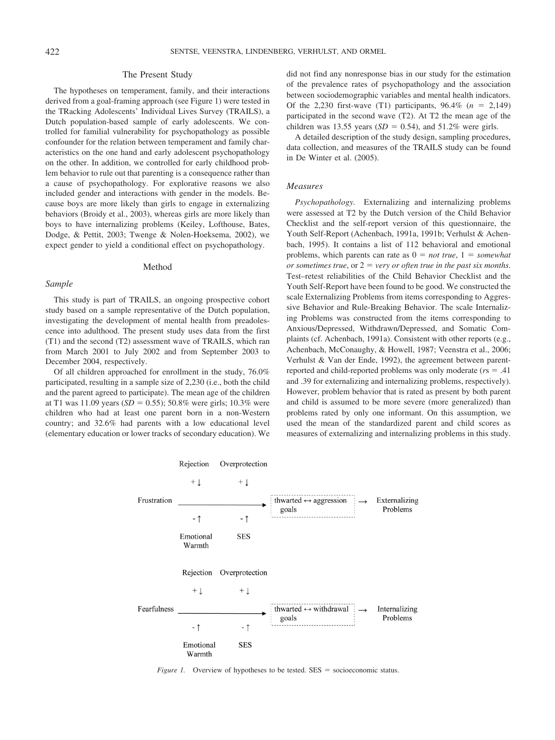## The Present Study

The hypotheses on temperament, family, and their interactions derived from a goal-framing approach (see Figure 1) were tested in the TRacking Adolescents' Individual Lives Survey (TRAILS), a Dutch population-based sample of early adolescents. We controlled for familial vulnerability for psychopathology as possible confounder for the relation between temperament and family characteristics on the one hand and early adolescent psychopathology on the other. In addition, we controlled for early childhood problem behavior to rule out that parenting is a consequence rather than a cause of psychopathology. For explorative reasons we also included gender and interactions with gender in the models. Because boys are more likely than girls to engage in externalizing behaviors (Broidy et al., 2003), whereas girls are more likely than boys to have internalizing problems (Keiley, Lofthouse, Bates, Dodge, & Pettit, 2003; Twenge & Nolen-Hoeksema, 2002), we expect gender to yield a conditional effect on psychopathology.

## Method

### Sample

This study is part of TRAILS, an ongoing prospective cohort study based on a sample representative of the Dutch population, investigating the development of mental health from preadolescence into adulthood. The present study uses data from the first (T1) and the second (T2) assessment wave of TRAILS, which ran from March 2001 to July 2002 and from September 2003 to December 2004, respectively.

Of all children approached for enrollment in the study, 76.0% participated, resulting in a sample size of 2,230 (i.e., both the child and the parent agreed to participate). The mean age of the children at T1 was 11.09 years ($SD = 0.55$); 50.8% were girls; 10.3% were children who had at least one parent born in a non-Western country; and 32.6% had parents with a low educational level (elementary education or lower tracks of secondary education). We did not find any nonresponse bias in our study for the estimation of the prevalence rates of psychopathology and the association between sociodemographic variables and mental health indicators. Of the 2,230 first-wave (T1) participants, 96.4% ($n = 2{,}149$) participated in the second wave (T2). At T2 the mean age of the children was 13.55 years ($SD = 0.54$), and 51.2% were girls.

A detailed description of the study design, sampling procedures, data collection, and measures of the TRAILS study can be found in De Winter et al. (2005).

### Measures

*Psychopathology.* Externalizing and internalizing problems were assessed at T2 by the Dutch version of the Child Behavior Checklist and the self-report version of this questionnaire, the Youth Self-Report (Achenbach, 1991a, 1991b; Verhulst & Achenbach, 1995). It contains a list of 112 behavioral and emotional problems, which parents can rate as 0 = *not true*, 1 = *somewhat or sometimes true*, or 2 = *very or often true in the past six months*. Test–retest reliabilities of the Child Behavior Checklist and the Youth Self-Report have been found to be good. We constructed the scale Externalizing Problems from items corresponding to Aggressive Behavior and Rule-Breaking Behavior. The scale Internalizing Problems was constructed from the items corresponding to Anxious/Depressed, Withdrawn/Depressed, and Somatic Complaints (cf. Achenbach, 1991a). Consistent with other reports (e.g., Achenbach, McConaughy, & Howell, 1987; Veenstra et al., 2006; Verhulst & Van der Ende, 1992), the agreement between parent-reported and child-reported problems was only moderate ($r$s = .41 and .39 for externalizing and internalizing problems, respectively). However, problem behavior that is rated as present by both parent and child is assumed to be more severe (more generalized) than problems rated by only one informant. On this assumption, we used the mean of the standardized parent and child scores as measures of externalizing and internalizing problems in this study.

```
              Rejection  Overprotection
                +↓          +↓
Frustration  ─────────────────────────→ [thwarted ↔ aggression goals] → Externalizing Problems
                -↑          -↑
              Emotional     SES
              Warmth

              Rejection  Overprotection
                +↓          +↓
Fearfulness  ─────────────────────────→ [thwarted ↔ withdrawal goals] → Internalizing Problems
                -↑          -↑
              Emotional     SES
              Warmth
```

*Figure 1.* Overview of hypotheses to be tested. SES = socioeconomic status.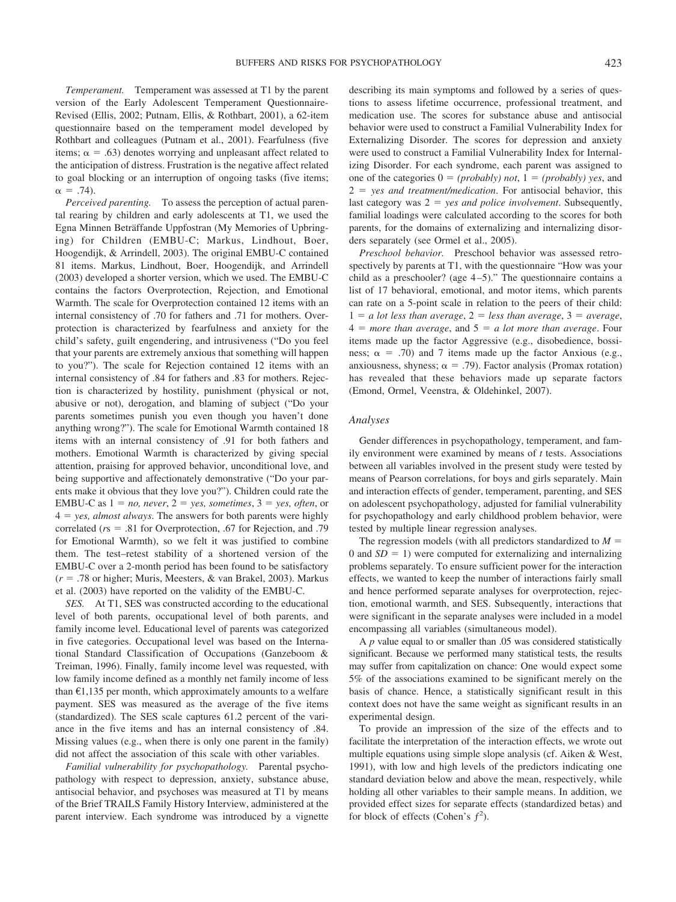*Temperament.* Temperament was assessed at T1 by the parent version of the Early Adolescent Temperament Questionnaire-Revised (Ellis, 2002; Putnam, Ellis, & Rothbart, 2001), a 62-item questionnaire based on the temperament model developed by Rothbart and colleagues (Putnam et al., 2001). Fearfulness (five items; $\alpha = .63$) denotes worrying and unpleasant affect related to the anticipation of distress. Frustration is the negative affect related to goal blocking or an interruption of ongoing tasks (five items; $\alpha = .74$).

*Perceived parenting.* To assess the perception of actual parental rearing by children and early adolescents at T1, we used the Egna Minnen Beträffande Uppfostran (My Memories of Upbringing) for Children (EMBU-C; Markus, Lindhout, Boer, Hoogendijk, & Arrindell, 2003). The original EMBU-C contained 81 items. Markus, Lindhout, Boer, Hoogendijk, and Arrindell (2003) developed a shorter version, which we used. The EMBU-C contains the factors Overprotection, Rejection, and Emotional Warmth. The scale for Overprotection contained 12 items with an internal consistency of .70 for fathers and .71 for mothers. Overprotection is characterized by fearfulness and anxiety for the child's safety, guilt engendering, and intrusiveness ("Do you feel that your parents are extremely anxious that something will happen to you?"). The scale for Rejection contained 12 items with an internal consistency of .84 for fathers and .83 for mothers. Rejection is characterized by hostility, punishment (physical or not, abusive or not), derogation, and blaming of subject ("Do your parents sometimes punish you even though you haven't done anything wrong?"). The scale for Emotional Warmth contained 18 items with an internal consistency of .91 for both fathers and mothers. Emotional Warmth is characterized by giving special attention, praising for approved behavior, unconditional love, and being supportive and affectionately demonstrative ("Do your parents make it obvious that they love you?"). Children could rate the EMBU-C as 1 = *no, never*, 2 = *yes, sometimes*, 3 = *yes, often*, or 4 = *yes, almost always*. The answers for both parents were highly correlated ($rs = .81$ for Overprotection, .67 for Rejection, and .79 for Emotional Warmth), so we felt it was justified to combine them. The test–retest stability of a shortened version of the EMBU-C over a 2-month period has been found to be satisfactory ($r = .78$ or higher; Muris, Meesters, & van Brakel, 2003). Markus et al. (2003) have reported on the validity of the EMBU-C.

*SES.* At T1, SES was constructed according to the educational level of both parents, occupational level of both parents, and family income level. Educational level of parents was categorized in five categories. Occupational level was based on the International Standard Classification of Occupations (Ganzeboom & Treiman, 1996). Finally, family income level was requested, with low family income defined as a monthly net family income of less than €1,135 per month, which approximately amounts to a welfare payment. SES was measured as the average of the five items (standardized). The SES scale captures 61.2 percent of the variance in the five items and has an internal consistency of .84. Missing values (e.g., when there is only one parent in the family) did not affect the association of this scale with other variables.

*Familial vulnerability for psychopathology.* Parental psychopathology with respect to depression, anxiety, substance abuse, antisocial behavior, and psychoses was measured at T1 by means of the Brief TRAILS Family History Interview, administered at the parent interview. Each syndrome was introduced by a vignette describing its main symptoms and followed by a series of questions to assess lifetime occurrence, professional treatment, and medication use. The scores for substance abuse and antisocial behavior were used to construct a Familial Vulnerability Index for Externalizing Disorder. The scores for depression and anxiety were used to construct a Familial Vulnerability Index for Internalizing Disorder. For each syndrome, each parent was assigned to one of the categories 0 = *(probably) not*, 1 = *(probably) yes*, and 2 = *yes and treatment/medication*. For antisocial behavior, this last category was 2 = *yes and police involvement*. Subsequently, familial loadings were calculated according to the scores for both parents, for the domains of externalizing and internalizing disorders separately (see Ormel et al., 2005).

*Preschool behavior.* Preschool behavior was assessed retrospectively by parents at T1, with the questionnaire "How was your child as a preschooler? (age 4–5)." The questionnaire contains a list of 17 behavioral, emotional, and motor items, which parents can rate on a 5-point scale in relation to the peers of their child: 1 = *a lot less than average*, 2 = *less than average*, 3 = *average*, 4 = *more than average*, and 5 = *a lot more than average*. Four items made up the factor Aggressive (e.g., disobedience, bossiness; $\alpha = .70$) and 7 items made up the factor Anxious (e.g., anxiousness, shyness; $\alpha = .79$). Factor analysis (Promax rotation) has revealed that these behaviors make up separate factors (Emond, Ormel, Veenstra, & Oldehinkel, 2007).

### Analyses

Gender differences in psychopathology, temperament, and family environment were examined by means of *t* tests. Associations between all variables involved in the present study were tested by means of Pearson correlations, for boys and girls separately. Main and interaction effects of gender, temperament, parenting, and SES on adolescent psychopathology, adjusted for familial vulnerability for psychopathology and early childhood problem behavior, were tested by multiple linear regression analyses.

The regression models (with all predictors standardized to $M = 0$ and $SD = 1$) were computed for externalizing and internalizing problems separately. To ensure sufficient power for the interaction effects, we wanted to keep the number of interactions fairly small and hence performed separate analyses for overprotection, rejection, emotional warmth, and SES. Subsequently, interactions that were significant in the separate analyses were included in a model encompassing all variables (simultaneous model).

A *p* value equal to or smaller than .05 was considered statistically significant. Because we performed many statistical tests, the results may suffer from capitalization on chance: One would expect some 5% of the associations examined to be significant merely on the basis of chance. Hence, a statistically significant result in this context does not have the same weight as significant results in an experimental design.

To provide an impression of the size of the effects and to facilitate the interpretation of the interaction effects, we wrote out multiple equations using simple slope analysis (cf. Aiken & West, 1991), with low and high levels of the predictors indicating one standard deviation below and above the mean, respectively, while holding all other variables to their sample means. In addition, we provided effect sizes for separate effects (standardized betas) and for block of effects (Cohen's $f^2$).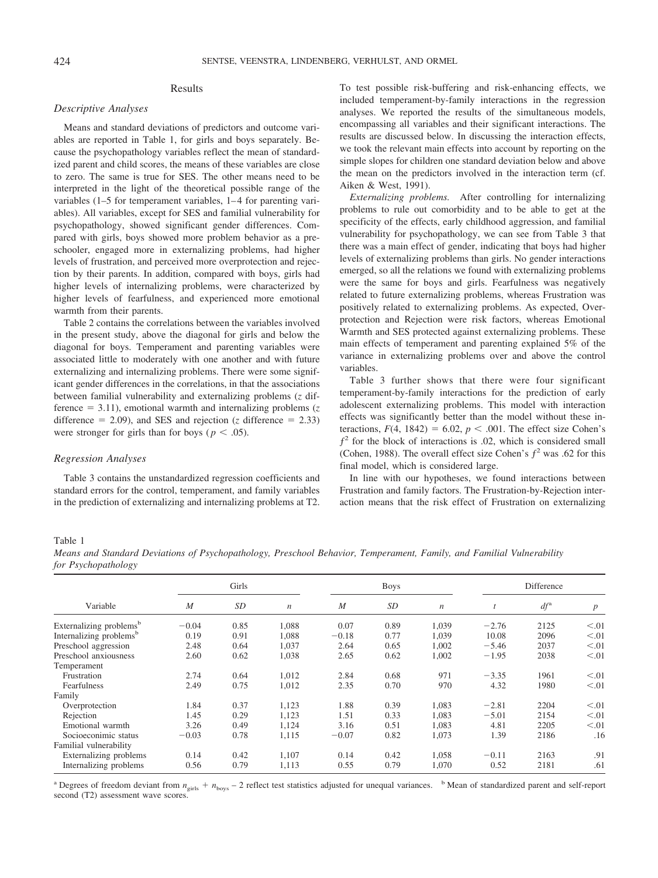## Results

### Descriptive Analyses

Means and standard deviations of predictors and outcome variables are reported in Table 1, for girls and boys separately. Because the psychopathology variables reflect the mean of standardized parent and child scores, the means of these variables are close to zero. The same is true for SES. The other means need to be interpreted in the light of the theoretical possible range of the variables (1–5 for temperament variables, 1–4 for parenting variables). All variables, except for SES and familial vulnerability for psychopathology, showed significant gender differences. Compared with girls, boys showed more problem behavior as a preschooler, engaged more in externalizing problems, had higher levels of frustration, and perceived more overprotection and rejection by their parents. In addition, compared with boys, girls had higher levels of internalizing problems, were characterized by higher levels of fearfulness, and experienced more emotional warmth from their parents.

Table 2 contains the correlations between the variables involved in the present study, above the diagonal for girls and below the diagonal for boys. Temperament and parenting variables were associated little to moderately with one another and with future externalizing and internalizing problems. There were some significant gender differences in the correlations, in that the associations between familial vulnerability and externalizing problems ($z$ difference = 3.11), emotional warmth and internalizing problems ($z$ difference = 2.09), and SES and rejection ($z$ difference = 2.33) were stronger for girls than for boys ($p < .05$).

### Regression Analyses

Table 3 contains the unstandardized regression coefficients and standard errors for the control, temperament, and family variables in the prediction of externalizing and internalizing problems at T2. To test possible risk-buffering and risk-enhancing effects, we included temperament-by-family interactions in the regression analyses. We reported the results of the simultaneous models, encompassing all variables and their significant interactions. The results are discussed below. In discussing the interaction effects, we took the relevant main effects into account by reporting on the simple slopes for children one standard deviation below and above the mean on the predictors involved in the interaction term (cf. Aiken & West, 1991).

*Externalizing problems.* After controlling for internalizing problems to rule out comorbidity and to be able to get at the specificity of the effects, early childhood aggression, and familial vulnerability for psychopathology, we can see from Table 3 that there was a main effect of gender, indicating that boys had higher levels of externalizing problems than girls. No gender interactions emerged, so all the relations we found with externalizing problems were the same for boys and girls. Fearfulness was negatively related to future externalizing problems, whereas Frustration was positively related to externalizing problems. As expected, Overprotection and Rejection were risk factors, whereas Emotional Warmth and SES protected against externalizing problems. These main effects of temperament and parenting explained 5% of the variance in externalizing problems over and above the control variables.

Table 3 further shows that there were four significant temperament-by-family interactions for the prediction of early adolescent externalizing problems. This model with interaction effects was significantly better than the model without these interactions, $F(4, 1842) = 6.02$, $p < .001$. The effect size Cohen's $f^2$ for the block of interactions is .02, which is considered small (Cohen, 1988). The overall effect size Cohen's $f^2$ was .62 for this final model, which is considered large.

In line with our hypotheses, we found interactions between Frustration and family factors. The Frustration-by-Rejection interaction means that the risk effect of Frustration on externalizing

Table 1
*Means and Standard Deviations of Psychopathology, Preschool Behavior, Temperament, Family, and Familial Vulnerability for Psychopathology*

| Variable | Girls | | | Boys | | | Difference | | |
|---|---|---|---|---|---|---|---|---|---|
| | $M$ | $SD$ | $n$ | $M$ | $SD$ | $n$ | $t$ | $df$[a] | $p$ |
| Externalizing problems[b] | −0.04 | 0.85 | 1,088 | 0.07 | 0.89 | 1,039 | −2.76 | 2125 | <.01 |
| Internalizing problems[b] | 0.19 | 0.91 | 1,088 | −0.18 | 0.77 | 1,039 | 10.08 | 2096 | <.01 |
| Preschool aggression | 2.48 | 0.64 | 1,037 | 2.64 | 0.65 | 1,002 | −5.46 | 2037 | <.01 |
| Preschool anxiousness | 2.60 | 0.62 | 1,038 | 2.65 | 0.62 | 1,002 | −1.95 | 2038 | <.01 |
| Temperament | | | | | | | | | |
| Frustration | 2.74 | 0.64 | 1,012 | 2.84 | 0.68 | 971 | −3.35 | 1961 | <.01 |
| Fearfulness | 2.49 | 0.75 | 1,012 | 2.35 | 0.70 | 970 | 4.32 | 1980 | <.01 |
| Family | | | | | | | | | |
| Overprotection | 1.84 | 0.37 | 1,123 | 1.88 | 0.39 | 1,083 | −2.81 | 2204 | <.01 |
| Rejection | 1.45 | 0.29 | 1,123 | 1.51 | 0.33 | 1,083 | −5.01 | 2154 | <.01 |
| Emotional warmth | 3.26 | 0.49 | 1,124 | 3.16 | 0.51 | 1,083 | 4.81 | 2205 | <.01 |
| Socioeconimic status | −0.03 | 0.78 | 1,115 | −0.07 | 0.82 | 1,073 | 1.39 | 2186 | .16 |
| Familial vulnerability | | | | | | | | | |
| Externalizing problems | 0.14 | 0.42 | 1,107 | 0.14 | 0.42 | 1,058 | −0.11 | 2163 | .91 |
| Internalizing problems | 0.56 | 0.79 | 1,113 | 0.55 | 0.79 | 1,070 | 0.52 | 2181 | .61 |

[a] Degrees of freedom deviant from $n_{\text{girls}} + n_{\text{boys}} - 2$ reflect test statistics adjusted for unequal variances. [b] Mean of standardized parent and self-report second (T2) assessment wave scores.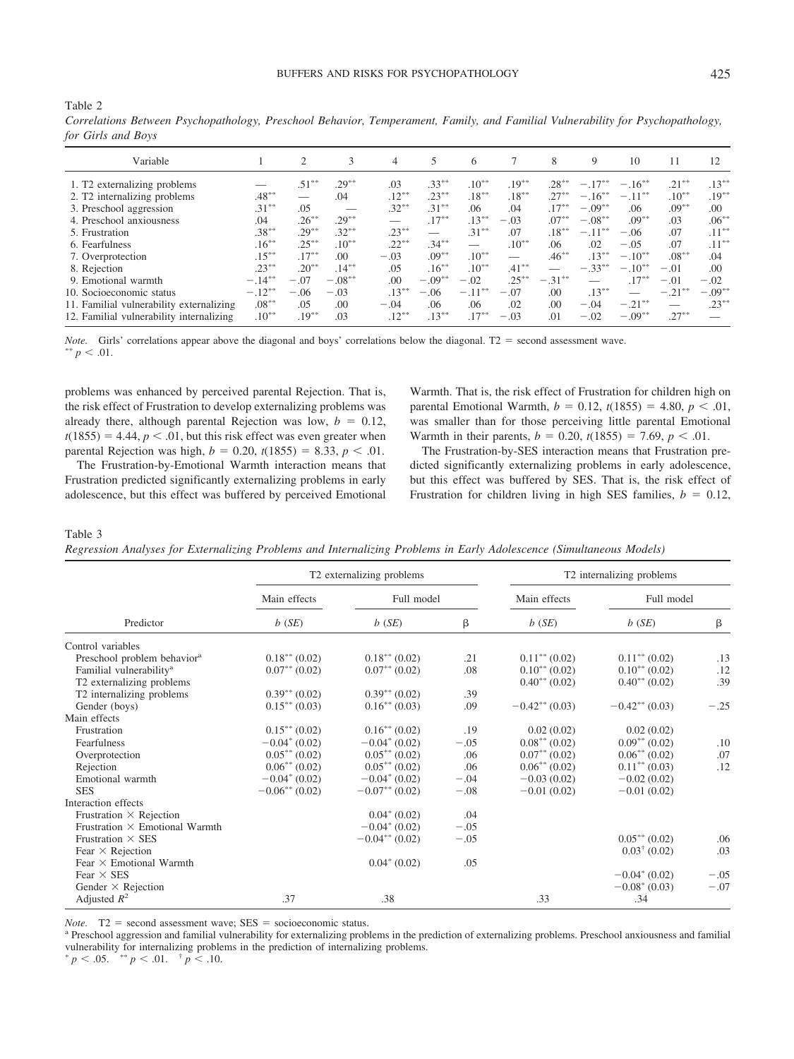Table 2
*Correlations Between Psychopathology, Preschool Behavior, Temperament, Family, and Familial Vulnerability for Psychopathology, for Girls and Boys*

| Variable | 1 | 2 | 3 | 4 | 5 | 6 | 7 | 8 | 9 | 10 | 11 | 12 |
|---|---|---|---|---|---|---|---|---|---|---|---|---|
| 1. T2 externalizing problems | — | .51** | .29** | .03 | .33** | .10** | .19** | .28** | −.17** | −.16** | .21** | .13** |
| 2. T2 internalizing problems | .48** | — | .04 | .12** | .23** | .18** | .18** | .27** | −.16** | −.11** | .10** | .19** |
| 3. Preschool aggression | .31** | .05 | — | .32** | .31** | .06 | .04 | .17** | −.09** | .06 | .09** | .00 |
| 4. Preschool anxiousness | .04 | .26** | .29** | — | .17** | .13** | −.03 | .07** | −.08** | .09** | .03 | .06** |
| 5. Frustration | .38** | .29** | .32** | .23** | — | .31** | .07 | .18** | −.11** | −.06 | .07 | .11** |
| 6. Fearfulness | .16** | .25** | .10** | .22** | .34** | — | .10** | .06 | .02 | −.05 | .07 | .11** |
| 7. Overprotection | .15** | .17** | .00 | −.03 | .09** | .10** | — | .46** | .13** | −.10** | .08** | .04 |
| 8. Rejection | .23** | .20** | .14** | .05 | .16** | .10** | .41** | — | −.33** | −.10** | −.01 | .00 |
| 9. Emotional warmth | −.14** | −.07 | −.08** | .00 | −.09** | −.02 | .25** | −.31** | — | .17** | −.01 | −.02 |
| 10. Socioeconomic status | −.12** | −.06 | −.03 | .13** | −.06 | −.11** | −.07 | .00 | .13** | — | −.21** | −.09** |
| 11. Familial vulnerability externalizing | .08** | .05 | .00 | −.04 | .06 | .06 | .02 | .00 | −.04 | −.21** | — | .23** |
| 12. Familial vulnerability internalizing | .10** | .19** | .03 | .12** | .13** | .17** | −.03 | .01 | −.02 | −.09** | .27** | — |

*Note.* Girls' correlations appear above the diagonal and boys' correlations below the diagonal. T2 = second assessment wave.
** $p < .01$.

problems was enhanced by perceived parental Rejection. That is, the risk effect of Frustration to develop externalizing problems was already there, although parental Rejection was low, $b = 0.12$, $t(1855) = 4.44$, $p < .01$, but this risk effect was even greater when parental Rejection was high, $b = 0.20$, $t(1855) = 8.33$, $p < .01$.

The Frustration-by-Emotional Warmth interaction means that Frustration predicted significantly externalizing problems in early adolescence, but this effect was buffered by perceived Emotional Warmth. That is, the risk effect of Frustration for children high on parental Emotional Warmth, $b = 0.12$, $t(1855) = 4.80$, $p < .01$, was smaller than for those perceiving little parental Emotional Warmth in their parents, $b = 0.20$, $t(1855) = 7.69$, $p < .01$.

The Frustration-by-SES interaction means that Frustration predicted significantly externalizing problems in early adolescence, but this effect was buffered by SES. That is, the risk effect of Frustration for children living in high SES families, $b = 0.12$,

Table 3
*Regression Analyses for Externalizing Problems and Internalizing Problems in Early Adolescence (Simultaneous Models)*

| Predictor | T2 externalizing problems | | | T2 internalizing problems | | |
|---|---|---|---|---|---|---|
| | Main effects | Full model | | Main effects | Full model | |
| | *b* (*SE*) | *b* (*SE*) | β | *b* (*SE*) | *b* (*SE*) | β |
| Control variables | | | | | | |
| Preschool problem behavior[a] | 0.18** (0.02) | 0.18** (0.02) | .21 | 0.11** (0.02) | 0.11** (0.02) | .13 |
| Familial vulnerability[a] | 0.07** (0.02) | 0.07** (0.02) | .08 | 0.10** (0.02) | 0.10** (0.02) | .12 |
| T2 externalizing problems | | | | 0.40** (0.02) | 0.40** (0.02) | .39 |
| T2 internalizing problems | 0.39** (0.02) | 0.39** (0.02) | .39 | | | |
| Gender (boys) | 0.15** (0.03) | 0.16** (0.03) | .09 | −0.42** (0.03) | −0.42** (0.03) | −.25 |
| Main effects | | | | | | |
| Frustration | 0.15** (0.02) | 0.16** (0.02) | .19 | 0.02 (0.02) | 0.02 (0.02) | |
| Fearfulness | −0.04* (0.02) | −0.04* (0.02) | −.05 | 0.08** (0.02) | 0.09** (0.02) | .10 |
| Overprotection | 0.05** (0.02) | 0.05** (0.02) | .06 | 0.07** (0.02) | 0.06** (0.02) | .07 |
| Rejection | 0.06** (0.02) | 0.05** (0.02) | .06 | 0.06** (0.02) | 0.11** (0.03) | .12 |
| Emotional warmth | −0.04* (0.02) | −0.04* (0.02) | −.04 | −0.03 (0.02) | −0.02 (0.02) | |
| SES | −0.06** (0.02) | −0.07** (0.02) | −.08 | −0.01 (0.02) | −0.01 (0.02) | |
| Interaction effects | | | | | | |
| Frustration × Rejection | | 0.04* (0.02) | .04 | | | |
| Frustration × Emotional Warmth | | −0.04* (0.02) | −.05 | | | |
| Frustration × SES | | −0.04** (0.02) | −.05 | | 0.05** (0.02) | .06 |
| Fear × Rejection | | | | | 0.03† (0.02) | .03 |
| Fear × Emotional Warmth | | 0.04* (0.02) | .05 | | | |
| Fear × SES | | | | | −0.04* (0.02) | −.05 |
| Gender × Rejection | | | | | −0.08* (0.03) | −.07 |
| Adjusted $R^2$ | .37 | .38 | | .33 | .34 | |

*Note.* T2 = second assessment wave; SES = socioeconomic status.
[a] Preschool aggression and familial vulnerability for externalizing problems in the prediction of externalizing problems. Preschool anxiousness and familial vulnerability for internalizing problems in the prediction of internalizing problems.
* $p < .05$. ** $p < .01$. † $p < .10$.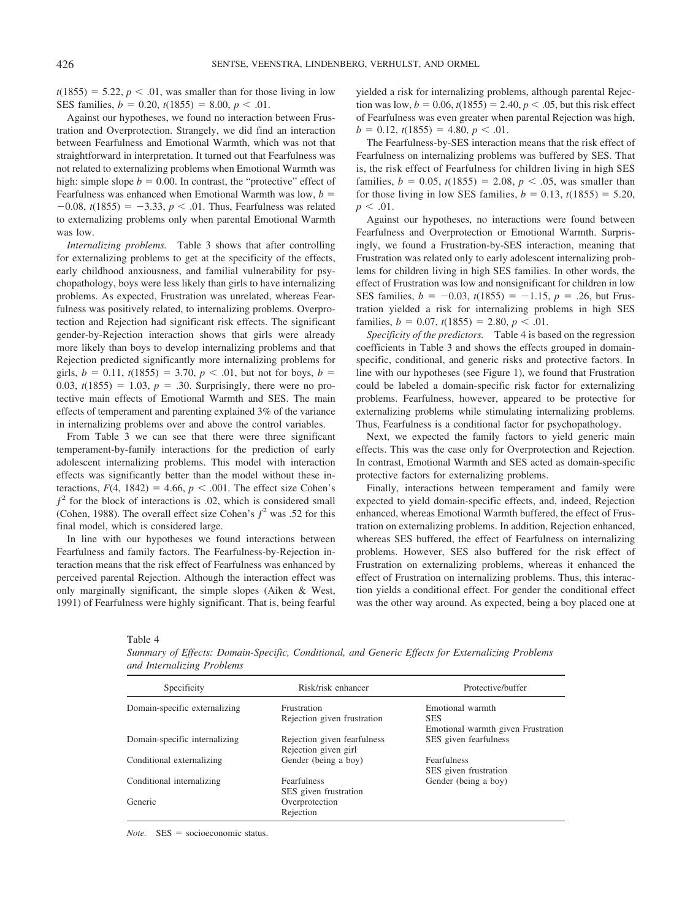$t(1855) = 5.22$, $p < .01$, was smaller than for those living in low SES families, $b = 0.20$, $t(1855) = 8.00$, $p < .01$.

Against our hypotheses, we found no interaction between Frustration and Overprotection. Strangely, we did find an interaction between Fearfulness and Emotional Warmth, which was not that straightforward in interpretation. It turned out that Fearfulness was not related to externalizing problems when Emotional Warmth was high: simple slope $b = 0.00$. In contrast, the "protective" effect of Fearfulness was enhanced when Emotional Warmth was low, $b = -0.08$, $t(1855) = -3.33$, $p < .01$. Thus, Fearfulness was related to externalizing problems only when parental Emotional Warmth was low.

*Internalizing problems.* Table 3 shows that after controlling for externalizing problems to get at the specificity of the effects, early childhood anxiousness, and familial vulnerability for psychopathology, boys were less likely than girls to have internalizing problems. As expected, Frustration was unrelated, whereas Fearfulness was positively related, to internalizing problems. Overprotection and Rejection had significant risk effects. The significant gender-by-Rejection interaction shows that girls were already more likely than boys to develop internalizing problems and that Rejection predicted significantly more internalizing problems for girls, $b = 0.11$, $t(1855) = 3.70$, $p < .01$, but not for boys, $b = 0.03$, $t(1855) = 1.03$, $p = .30$. Surprisingly, there were no protective main effects of Emotional Warmth and SES. The main effects of temperament and parenting explained 3% of the variance in internalizing problems over and above the control variables.

From Table 3 we can see that there were three significant temperament-by-family interactions for the prediction of early adolescent internalizing problems. This model with interaction effects was significantly better than the model without these interactions, $F(4, 1842) = 4.66$, $p < .001$. The effect size Cohen's $f^2$ for the block of interactions is .02, which is considered small (Cohen, 1988). The overall effect size Cohen's $f^2$ was .52 for this final model, which is considered large.

In line with our hypotheses we found interactions between Fearfulness and family factors. The Fearfulness-by-Rejection interaction means that the risk effect of Fearfulness was enhanced by perceived parental Rejection. Although the interaction effect was only marginally significant, the simple slopes (Aiken & West, 1991) of Fearfulness were highly significant. That is, being fearful yielded a risk for internalizing problems, although parental Rejection was low, $b = 0.06$, $t(1855) = 2.40$, $p < .05$, but this risk effect of Fearfulness was even greater when parental Rejection was high, $b = 0.12$, $t(1855) = 4.80$, $p < .01$.

The Fearfulness-by-SES interaction means that the risk effect of Fearfulness on internalizing problems was buffered by SES. That is, the risk effect of Fearfulness for children living in high SES families, $b = 0.05$, $t(1855) = 2.08$, $p < .05$, was smaller than for those living in low SES families, $b = 0.13$, $t(1855) = 5.20$, $p < .01$.

Against our hypotheses, no interactions were found between Fearfulness and Overprotection or Emotional Warmth. Surprisingly, we found a Frustration-by-SES interaction, meaning that Frustration was related only to early adolescent internalizing problems for children living in high SES families. In other words, the effect of Frustration was low and nonsignificant for children in low SES families, $b = -0.03$, $t(1855) = -1.15$, $p = .26$, but Frustration yielded a risk for internalizing problems in high SES families, $b = 0.07$, $t(1855) = 2.80$, $p < .01$.

*Specificity of the predictors.* Table 4 is based on the regression coefficients in Table 3 and shows the effects grouped in domain-specific, conditional, and generic risks and protective factors. In line with our hypotheses (see Figure 1), we found that Frustration could be labeled a domain-specific risk factor for externalizing problems. Fearfulness, however, appeared to be protective for externalizing problems while stimulating internalizing problems. Thus, Fearfulness is a conditional factor for psychopathology.

Next, we expected the family factors to yield generic main effects. This was the case only for Overprotection and Rejection. In contrast, Emotional Warmth and SES acted as domain-specific protective factors for externalizing problems.

Finally, interactions between temperament and family were expected to yield domain-specific effects, and, indeed, Rejection enhanced, whereas Emotional Warmth buffered, the effect of Frustration on externalizing problems. In addition, Rejection enhanced, whereas SES buffered, the effect of Fearfulness on internalizing problems. However, SES also buffered for the risk effect of Frustration on externalizing problems, whereas it enhanced the effect of Frustration on internalizing problems. Thus, this interaction yields a conditional effect. For gender the conditional effect was the other way around. As expected, being a boy placed one at

Table 4
*Summary of Effects: Domain-Specific, Conditional, and Generic Effects for Externalizing Problems and Internalizing Problems*

| Specificity | Risk/risk enhancer | Protective/buffer |
|---|---|---|
| Domain-specific externalizing | Frustration<br>Rejection given frustration | Emotional warmth<br>SES<br>Emotional warmth given Frustration |
| Domain-specific internalizing | Rejection given fearfulness<br>Rejection given girl | SES given fearfulness |
| Conditional externalizing | Gender (being a boy) | Fearfulness<br>SES given frustration |
| Conditional internalizing | Fearfulness<br>SES given frustration | Gender (being a boy) |
| Generic | Overprotection<br>Rejection | |

*Note.* SES = socioeconomic status.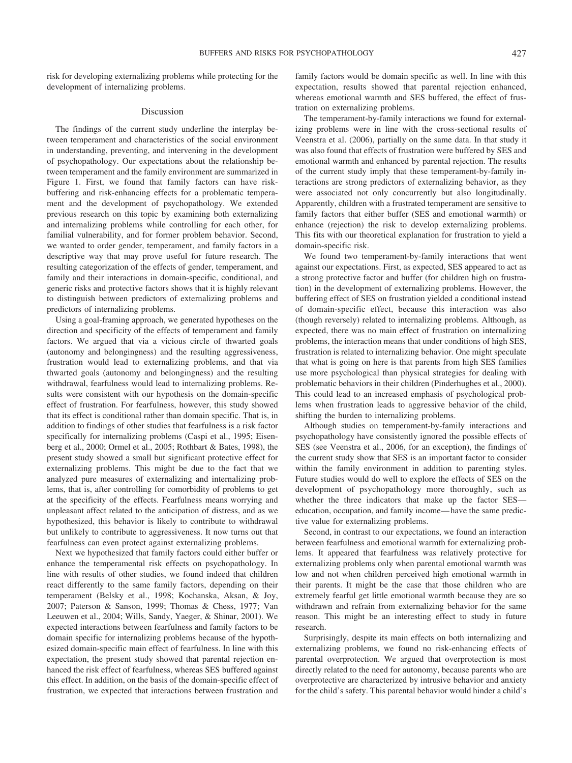risk for developing externalizing problems while protecting for the development of internalizing problems.

## Discussion

The findings of the current study underline the interplay between temperament and characteristics of the social environment in understanding, preventing, and intervening in the development of psychopathology. Our expectations about the relationship between temperament and the family environment are summarized in Figure 1. First, we found that family factors can have risk-buffering and risk-enhancing effects for a problematic temperament and the development of psychopathology. We extended previous research on this topic by examining both externalizing and internalizing problems while controlling for each other, for familial vulnerability, and for former problem behavior. Second, we wanted to order gender, temperament, and family factors in a descriptive way that may prove useful for future research. The resulting categorization of the effects of gender, temperament, and family and their interactions in domain-specific, conditional, and generic risks and protective factors shows that it is highly relevant to distinguish between predictors of externalizing problems and predictors of internalizing problems.

Using a goal-framing approach, we generated hypotheses on the direction and specificity of the effects of temperament and family factors. We argued that via a vicious circle of thwarted goals (autonomy and belongingness) and the resulting aggressiveness, frustration would lead to externalizing problems, and that via thwarted goals (autonomy and belongingness) and the resulting withdrawal, fearfulness would lead to internalizing problems. Results were consistent with our hypothesis on the domain-specific effect of frustration. For fearfulness, however, this study showed that its effect is conditional rather than domain specific. That is, in addition to findings of other studies that fearfulness is a risk factor specifically for internalizing problems (Caspi et al., 1995; Eisenberg et al., 2000; Ormel et al., 2005; Rothbart & Bates, 1998), the present study showed a small but significant protective effect for externalizing problems. This might be due to the fact that we analyzed pure measures of externalizing and internalizing problems, that is, after controlling for comorbidity of problems to get at the specificity of the effects. Fearfulness means worrying and unpleasant affect related to the anticipation of distress, and as we hypothesized, this behavior is likely to contribute to withdrawal but unlikely to contribute to aggressiveness. It now turns out that fearfulness can even protect against externalizing problems.

Next we hypothesized that family factors could either buffer or enhance the temperamental risk effects on psychopathology. In line with results of other studies, we found indeed that children react differently to the same family factors, depending on their temperament (Belsky et al., 1998; Kochanska, Aksan, & Joy, 2007; Paterson & Sanson, 1999; Thomas & Chess, 1977; Van Leeuwen et al., 2004; Wills, Sandy, Yaeger, & Shinar, 2001). We expected interactions between fearfulness and family factors to be domain specific for internalizing problems because of the hypothesized domain-specific main effect of fearfulness. In line with this expectation, the present study showed that parental rejection enhanced the risk effect of fearfulness, whereas SES buffered against this effect. In addition, on the basis of the domain-specific effect of frustration, we expected that interactions between frustration and family factors would be domain specific as well. In line with this expectation, results showed that parental rejection enhanced, whereas emotional warmth and SES buffered, the effect of frustration on externalizing problems.

The temperament-by-family interactions we found for externalizing problems were in line with the cross-sectional results of Veenstra et al. (2006), partially on the same data. In that study it was also found that effects of frustration were buffered by SES and emotional warmth and enhanced by parental rejection. The results of the current study imply that these temperament-by-family interactions are strong predictors of externalizing behavior, as they were associated not only concurrently but also longitudinally. Apparently, children with a frustrated temperament are sensitive to family factors that either buffer (SES and emotional warmth) or enhance (rejection) the risk to develop externalizing problems. This fits with our theoretical explanation for frustration to yield a domain-specific risk.

We found two temperament-by-family interactions that went against our expectations. First, as expected, SES appeared to act as a strong protective factor and buffer (for children high on frustration) in the development of externalizing problems. However, the buffering effect of SES on frustration yielded a conditional instead of domain-specific effect, because this interaction was also (though reversely) related to internalizing problems. Although, as expected, there was no main effect of frustration on internalizing problems, the interaction means that under conditions of high SES, frustration is related to internalizing behavior. One might speculate that what is going on here is that parents from high SES families use more psychological than physical strategies for dealing with problematic behaviors in their children (Pinderhughes et al., 2000). This could lead to an increased emphasis of psychological problems when frustration leads to aggressive behavior of the child, shifting the burden to internalizing problems.

Although studies on temperament-by-family interactions and psychopathology have consistently ignored the possible effects of SES (see Veenstra et al., 2006, for an exception), the findings of the current study show that SES is an important factor to consider within the family environment in addition to parenting styles. Future studies would do well to explore the effects of SES on the development of psychopathology more thoroughly, such as whether the three indicators that make up the factor SES—education, occupation, and family income—have the same predictive value for externalizing problems.

Second, in contrast to our expectations, we found an interaction between fearfulness and emotional warmth for externalizing problems. It appeared that fearfulness was relatively protective for externalizing problems only when parental emotional warmth was low and not when children perceived high emotional warmth in their parents. It might be the case that those children who are extremely fearful get little emotional warmth because they are so withdrawn and refrain from externalizing behavior for the same reason. This might be an interesting effect to study in future research.

Surprisingly, despite its main effects on both internalizing and externalizing problems, we found no risk-enhancing effects of parental overprotection. We argued that overprotection is most directly related to the need for autonomy, because parents who are overprotective are characterized by intrusive behavior and anxiety for the child's safety. This parental behavior would hinder a child's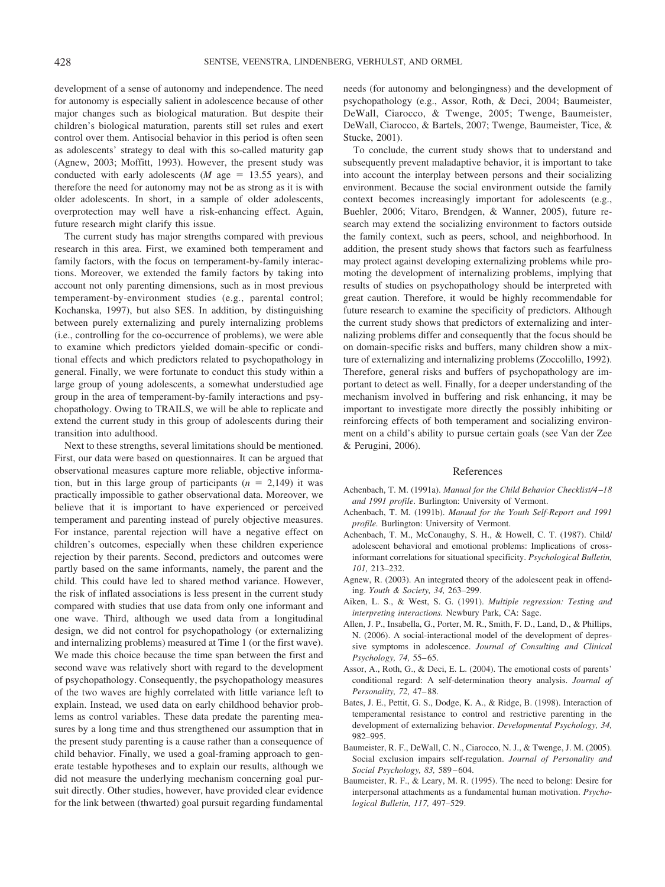development of a sense of autonomy and independence. The need for autonomy is especially salient in adolescence because of other major changes such as biological maturation. But despite their children's biological maturation, parents still set rules and exert control over them. Antisocial behavior in this period is often seen as adolescents' strategy to deal with this so-called maturity gap (Agnew, 2003; Moffitt, 1993). However, the present study was conducted with early adolescents ($M$ age $= 13.55$ years), and therefore the need for autonomy may not be as strong as it is with older adolescents. In short, in a sample of older adolescents, overprotection may well have a risk-enhancing effect. Again, future research might clarify this issue.

The current study has major strengths compared with previous research in this area. First, we examined both temperament and family factors, with the focus on temperament-by-family interactions. Moreover, we extended the family factors by taking into account not only parenting dimensions, such as in most previous temperament-by-environment studies (e.g., parental control; Kochanska, 1997), but also SES. In addition, by distinguishing between purely externalizing and purely internalizing problems (i.e., controlling for the co-occurrence of problems), we were able to examine which predictors yielded domain-specific or conditional effects and which predictors related to psychopathology in general. Finally, we were fortunate to conduct this study within a large group of young adolescents, a somewhat understudied age group in the area of temperament-by-family interactions and psychopathology. Owing to TRAILS, we will be able to replicate and extend the current study in this group of adolescents during their transition into adulthood.

Next to these strengths, several limitations should be mentioned. First, our data were based on questionnaires. It can be argued that observational measures capture more reliable, objective information, but in this large group of participants ($n = 2{,}149$) it was practically impossible to gather observational data. Moreover, we believe that it is important to have experienced or perceived temperament and parenting instead of purely objective measures. For instance, parental rejection will have a negative effect on children's outcomes, especially when these children experience rejection by their parents. Second, predictors and outcomes were partly based on the same informants, namely, the parent and the child. This could have led to shared method variance. However, the risk of inflated associations is less present in the current study compared with studies that use data from only one informant and one wave. Third, although we used data from a longitudinal design, we did not control for psychopathology (or externalizing and internalizing problems) measured at Time 1 (or the first wave). We made this choice because the time span between the first and second wave was relatively short with regard to the development of psychopathology. Consequently, the psychopathology measures of the two waves are highly correlated with little variance left to explain. Instead, we used data on early childhood behavior problems as control variables. These data predate the parenting measures by a long time and thus strengthened our assumption that in the present study parenting is a cause rather than a consequence of child behavior. Finally, we used a goal-framing approach to generate testable hypotheses and to explain our results, although we did not measure the underlying mechanism concerning goal pursuit directly. Other studies, however, have provided clear evidence for the link between (thwarted) goal pursuit regarding fundamental needs (for autonomy and belongingness) and the development of psychopathology (e.g., Assor, Roth, & Deci, 2004; Baumeister, DeWall, Ciarocco, & Twenge, 2005; Twenge, Baumeister, DeWall, Ciarocco, & Bartels, 2007; Twenge, Baumeister, Tice, & Stucke, 2001).

To conclude, the current study shows that to understand and subsequently prevent maladaptive behavior, it is important to take into account the interplay between persons and their socializing environment. Because the social environment outside the family context becomes increasingly important for adolescents (e.g., Buehler, 2006; Vitaro, Brendgen, & Wanner, 2005), future research may extend the socializing environment to factors outside the family context, such as peers, school, and neighborhood. In addition, the present study shows that factors such as fearfulness may protect against developing externalizing problems while promoting the development of internalizing problems, implying that results of studies on psychopathology should be interpreted with great caution. Therefore, it would be highly recommendable for future research to examine the specificity of predictors. Although the current study shows that predictors of externalizing and internalizing problems differ and consequently that the focus should be on domain-specific risks and buffers, many children show a mixture of externalizing and internalizing problems (Zoccolillo, 1992). Therefore, general risks and buffers of psychopathology are important to detect as well. Finally, for a deeper understanding of the mechanism involved in buffering and risk enhancing, it may be important to investigate more directly the possibly inhibiting or reinforcing effects of both temperament and socializing environment on a child's ability to pursue certain goals (see Van der Zee & Perugini, 2006).

## References

Achenbach, T. M. (1991a). *Manual for the Child Behavior Checklist/4–18 and 1991 profile*. Burlington: University of Vermont.

Achenbach, T. M. (1991b). *Manual for the Youth Self-Report and 1991 profile.* Burlington: University of Vermont.

Achenbach, T. M., McConaughy, S. H., & Howell, C. T. (1987). Child/adolescent behavioral and emotional problems: Implications of cross-informant correlations for situational specificity. *Psychological Bulletin, 101,* 213–232.

Agnew, R. (2003). An integrated theory of the adolescent peak in offending. *Youth & Society, 34,* 263–299.

Aiken, L. S., & West, S. G. (1991). *Multiple regression: Testing and interpreting interactions.* Newbury Park, CA: Sage.

Allen, J. P., Insabella, G., Porter, M. R., Smith, F. D., Land, D., & Phillips, N. (2006). A social-interactional model of the development of depressive symptoms in adolescence. *Journal of Consulting and Clinical Psychology, 74,* 55–65.

Assor, A., Roth, G., & Deci, E. L. (2004). The emotional costs of parents' conditional regard: A self-determination theory analysis. *Journal of Personality, 72,* 47–88.

Bates, J. E., Pettit, G. S., Dodge, K. A., & Ridge, B. (1998). Interaction of temperamental resistance to control and restrictive parenting in the development of externalizing behavior. *Developmental Psychology, 34,* 982–995.

Baumeister, R. F., DeWall, C. N., Ciarocco, N. J., & Twenge, J. M. (2005). Social exclusion impairs self-regulation. *Journal of Personality and Social Psychology, 83,* 589–604.

Baumeister, R. F., & Leary, M. R. (1995). The need to belong: Desire for interpersonal attachments as a fundamental human motivation. *Psychological Bulletin, 117,* 497–529.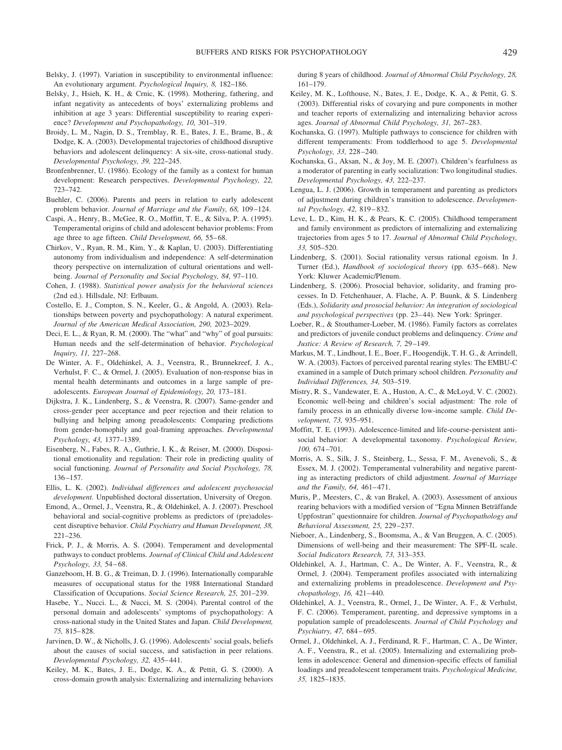Belsky, J. (1997). Variation in susceptibility to environmental influence: An evolutionary argument. *Psychological Inquiry, 8,* 182–186.

Belsky, J., Hsieh, K. H., & Crnic, K. (1998). Mothering, fathering, and infant negativity as antecedents of boys' externalizing problems and inhibition at age 3 years: Differential susceptibility to rearing experience? *Development and Psychopathology, 10,* 301–319.

Broidy, L. M., Nagin, D. S., Tremblay, R. E., Bates, J. E., Brame, B., & Dodge, K. A. (2003). Developmental trajectories of childhood disruptive behaviors and adolescent delinquency: A six-site, cross-national study. *Developmental Psychology, 39,* 222–245.

Bronfenbrenner, U. (1986). Ecology of the family as a context for human development: Research perspectives. *Developmental Psychology, 22,* 723–742.

Buehler, C. (2006). Parents and peers in relation to early adolescent problem behavior. *Journal of Marriage and the Family, 68,* 109–124.

Caspi, A., Henry, B., McGee, R. O., Moffitt, T. E., & Silva, P. A. (1995). Temperamental origins of child and adolescent behavior problems: From age three to age fifteen. *Child Development, 66,* 55–68.

Chirkov, V., Ryan, R. M., Kim, Y., & Kaplan, U. (2003). Differentiating autonomy from individualism and independence: A self-determination theory perspective on internalization of cultural orientations and well-being. *Journal of Personality and Social Psychology, 84,* 97–110.

Cohen, J. (1988). *Statistical power analysis for the behavioral sciences* (2nd ed.). Hillsdale, NJ: Erlbaum.

Costello, E. J., Compton, S. N., Keeler, G., & Angold, A. (2003). Relationships between poverty and psychopathology: A natural experiment. *Journal of the American Medical Association, 290,* 2023–2029.

Deci, E. L., & Ryan, R. M. (2000). The "what" and "why" of goal pursuits: Human needs and the self-determination of behavior. *Psychological Inquiry, 11,* 227–268.

De Winter, A. F., Oldehinkel, A. J., Veenstra, R., Brunnekreef, J. A., Verhulst, F. C., & Ormel, J. (2005). Evaluation of non-response bias in mental health determinants and outcomes in a large sample of pre-adolescents. *European Journal of Epidemiology, 20,* 173–181.

Dijkstra, J. K., Lindenberg, S., & Veenstra, R. (2007). Same-gender and cross-gender peer acceptance and peer rejection and their relation to bullying and helping among preadolescents: Comparing predictions from gender-homophily and goal-framing approaches. *Developmental Psychology, 43,* 1377–1389.

Eisenberg, N., Fabes, R. A., Guthrie, I. K., & Reiser, M. (2000). Dispositional emotionality and regulation: Their role in predicting quality of social functioning. *Journal of Personality and Social Psychology, 78,* 136–157.

Ellis, L. K. (2002). *Individual differences and adolescent psychosocial development.* Unpublished doctoral dissertation, University of Oregon.

Emond, A., Ormel, J., Veenstra, R., & Oldehinkel, A. J. (2007). Preschool behavioral and social-cognitive problems as predictors of (pre)adolescent disruptive behavior. *Child Psychiatry and Human Development, 38,* 221–236.

Frick, P. J., & Morris, A. S. (2004). Temperament and developmental pathways to conduct problems. *Journal of Clinical Child and Adolescent Psychology, 33,* 54–68.

Ganzeboom, H. B. G., & Treiman, D. J. (1996). Internationally comparable measures of occupational status for the 1988 International Standard Classification of Occupations. *Social Science Research, 25,* 201–239.

Hasebe, Y., Nucci. L., & Nucci, M. S. (2004). Parental control of the personal domain and adolescents' symptoms of psychopathology: A cross-national study in the United States and Japan. *Child Development, 75,* 815–828.

Jarvinen, D. W., & Nicholls, J. G. (1996). Adolescents' social goals, beliefs about the causes of social success, and satisfaction in peer relations. *Developmental Psychology, 32,* 435–441.

Keiley, M. K., Bates, J. E., Dodge, K. A., & Pettit, G. S. (2000). A cross-domain growth analysis: Externalizing and internalizing behaviors during 8 years of childhood. *Journal of Abnormal Child Psychology, 28,* 161–179.

Keiley, M. K., Lofthouse, N., Bates, J. E., Dodge, K. A., & Pettit, G. S. (2003). Differential risks of covarying and pure components in mother and teacher reports of externalizing and internalizing behavior across ages. *Journal of Abnormal Child Psychology, 31,* 267–283.

Kochanska, G. (1997). Multiple pathways to conscience for children with different temperaments: From toddlerhood to age 5. *Developmental Psychology, 33,* 228–240.

Kochanska, G., Aksan, N., & Joy, M. E. (2007). Children's fearfulness as a moderator of parenting in early socialization: Two longitudinal studies. *Developmental Psychology, 43,* 222–237.

Lengua, L. J. (2006). Growth in temperament and parenting as predictors of adjustment during children's transition to adolescence. *Developmental Psychology, 42,* 819–832.

Leve, L. D., Kim, H. K., & Pears, K. C. (2005). Childhood temperament and family environment as predictors of internalizing and externalizing trajectories from ages 5 to 17. *Journal of Abnormal Child Psychology, 33,* 505–520.

Lindenberg, S. (2001). Social rationality versus rational egoism. In J. Turner (Ed.), *Handbook of sociological theory* (pp. 635–668). New York: Kluwer Academic/Plenum.

Lindenberg, S. (2006). Prosocial behavior, solidarity, and framing processes. In D. Fetchenhauer, A. Flache, A. P. Buunk, & S. Lindenberg (Eds.), *Solidarity and prosocial behavior: An integration of sociological and psychological perspectives* (pp. 23–44). New York: Springer.

Loeber, R., & Stouthamer-Loeber, M. (1986). Family factors as correlates and predictors of juvenile conduct problems and delinquency. *Crime and Justice: A Review of Research, 7,* 29–149.

Markus, M. T., Lindhout, I. E., Boer, F., Hoogendijk, T. H. G., & Arrindell, W. A. (2003). Factors of perceived parental rearing styles: The EMBU-C examined in a sample of Dutch primary school children. *Personality and Individual Differences, 34,* 503–519.

Mistry, R. S., Vandewater, E. A., Huston, A. C., & McLoyd, V. C. (2002). Economic well-being and children's social adjustment: The role of family process in an ethnically diverse low-income sample. *Child Development, 73,* 935–951.

Moffitt, T. E. (1993). Adolescence-limited and life-course-persistent antisocial behavior: A developmental taxonomy. *Psychological Review, 100,* 674–701.

Morris, A. S., Silk, J. S., Steinberg, L., Sessa, F. M., Avenevoli, S., & Essex, M. J. (2002). Temperamental vulnerability and negative parenting as interacting predictors of child adjustment. *Journal of Marriage and the Family, 64,* 461–471.

Muris, P., Meesters, C., & van Brakel, A. (2003). Assessment of anxious rearing behaviors with a modified version of "Egna Minnen Beträffande Uppfostran" questionnaire for children. *Journal of Psychopathology and Behavioral Assessment, 25,* 229–237.

Nieboer, A., Lindenberg, S., Boomsma, A., & Van Bruggen, A. C. (2005). Dimensions of well-being and their measurement: The SPF-IL scale. *Social Indicators Research, 73,* 313–353.

Oldehinkel, A. J., Hartman, C. A., De Winter, A. F., Veenstra, R., & Ormel, J. (2004). Temperament profiles associated with internalizing and externalizing problems in preadolescence. *Development and Psychopathology, 16,* 421–440.

Oldehinkel, A. J., Veenstra, R., Ormel, J., De Winter, A. F., & Verhulst, F. C. (2006). Temperament, parenting, and depressive symptoms in a population sample of preadolescents. *Journal of Child Psychology and Psychiatry, 47,* 684–695.

Ormel, J., Oldehinkel, A. J., Ferdinand, R. F., Hartman, C. A., De Winter, A. F., Veenstra, R., et al. (2005). Internalizing and externalizing problems in adolescence: General and dimension-specific effects of familial loadings and preadolescent temperament traits. *Psychological Medicine, 35,* 1825–1835.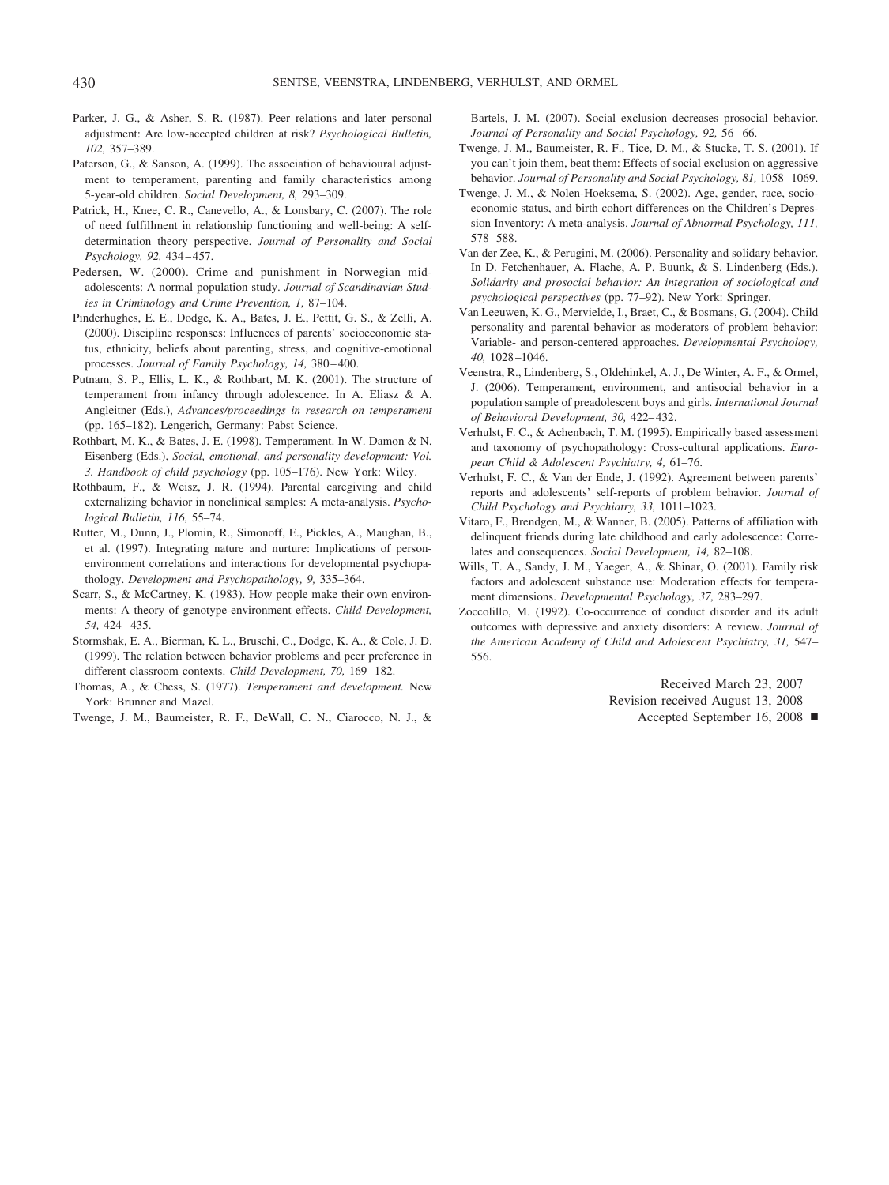Parker, J. G., & Asher, S. R. (1987). Peer relations and later personal adjustment: Are low-accepted children at risk? *Psychological Bulletin, 102,* 357–389.

Paterson, G., & Sanson, A. (1999). The association of behavioural adjustment to temperament, parenting and family characteristics among 5-year-old children. *Social Development, 8,* 293–309.

Patrick, H., Knee, C. R., Canevello, A., & Lonsbary, C. (2007). The role of need fulfillment in relationship functioning and well-being: A self-determination theory perspective. *Journal of Personality and Social Psychology, 92,* 434–457.

Pedersen, W. (2000). Crime and punishment in Norwegian mid-adolescents: A normal population study. *Journal of Scandinavian Studies in Criminology and Crime Prevention, 1,* 87–104.

Pinderhughes, E. E., Dodge, K. A., Bates, J. E., Pettit, G. S., & Zelli, A. (2000). Discipline responses: Influences of parents' socioeconomic status, ethnicity, beliefs about parenting, stress, and cognitive-emotional processes. *Journal of Family Psychology, 14,* 380–400.

Putnam, S. P., Ellis, L. K., & Rothbart, M. K. (2001). The structure of temperament from infancy through adolescence. In A. Eliasz & A. Angleitner (Eds.), *Advances/proceedings in research on temperament* (pp. 165–182). Lengerich, Germany: Pabst Science.

Rothbart, M. K., & Bates, J. E. (1998). Temperament. In W. Damon & N. Eisenberg (Eds.), *Social, emotional, and personality development: Vol. 3. Handbook of child psychology* (pp. 105–176). New York: Wiley.

Rothbaum, F., & Weisz, J. R. (1994). Parental caregiving and child externalizing behavior in nonclinical samples: A meta-analysis. *Psychological Bulletin, 116,* 55–74.

Rutter, M., Dunn, J., Plomin, R., Simonoff, E., Pickles, A., Maughan, B., et al. (1997). Integrating nature and nurture: Implications of person-environment correlations and interactions for developmental psychopathology. *Development and Psychopathology, 9,* 335–364.

Scarr, S., & McCartney, K. (1983). How people make their own environments: A theory of genotype-environment effects. *Child Development, 54,* 424–435.

Stormshak, E. A., Bierman, K. L., Bruschi, C., Dodge, K. A., & Cole, J. D. (1999). The relation between behavior problems and peer preference in different classroom contexts. *Child Development, 70,* 169–182.

Thomas, A., & Chess, S. (1977). *Temperament and development.* New York: Brunner and Mazel.

Twenge, J. M., Baumeister, R. F., DeWall, C. N., Ciarocco, N. J., & Bartels, J. M. (2007). Social exclusion decreases prosocial behavior. *Journal of Personality and Social Psychology, 92,* 56–66.

Twenge, J. M., Baumeister, R. F., Tice, D. M., & Stucke, T. S. (2001). If you can't join them, beat them: Effects of social exclusion on aggressive behavior. *Journal of Personality and Social Psychology, 81,* 1058–1069.

Twenge, J. M., & Nolen-Hoeksema, S. (2002). Age, gender, race, socioeconomic status, and birth cohort differences on the Children's Depression Inventory: A meta-analysis. *Journal of Abnormal Psychology, 111,* 578–588.

Van der Zee, K., & Perugini, M. (2006). Personality and solidary behavior. In D. Fetchenhauer, A. Flache, A. P. Buunk, & S. Lindenberg (Eds.). *Solidarity and prosocial behavior: An integration of sociological and psychological perspectives* (pp. 77–92). New York: Springer.

Van Leeuwen, K. G., Mervielde, I., Braet, C., & Bosmans, G. (2004). Child personality and parental behavior as moderators of problem behavior: Variable- and person-centered approaches. *Developmental Psychology, 40,* 1028–1046.

Veenstra, R., Lindenberg, S., Oldehinkel, A. J., De Winter, A. F., & Ormel, J. (2006). Temperament, environment, and antisocial behavior in a population sample of preadolescent boys and girls. *International Journal of Behavioral Development, 30,* 422–432.

Verhulst, F. C., & Achenbach, T. M. (1995). Empirically based assessment and taxonomy of psychopathology: Cross-cultural applications. *European Child & Adolescent Psychiatry, 4,* 61–76.

Verhulst, F. C., & Van der Ende, J. (1992). Agreement between parents' reports and adolescents' self-reports of problem behavior. *Journal of Child Psychology and Psychiatry, 33,* 1011–1023.

Vitaro, F., Brendgen, M., & Wanner, B. (2005). Patterns of affiliation with delinquent friends during late childhood and early adolescence: Correlates and consequences. *Social Development, 14,* 82–108.

Wills, T. A., Sandy, J. M., Yaeger, A., & Shinar, O. (2001). Family risk factors and adolescent substance use: Moderation effects for temperament dimensions. *Developmental Psychology, 37,* 283–297.

Zoccolillo, M. (1992). Co-occurrence of conduct disorder and its adult outcomes with depressive and anxiety disorders: A review. *Journal of the American Academy of Child and Adolescent Psychiatry, 31,* 547–556.

Received March 23, 2007
Revision received August 13, 2008
Accepted September 16, 2008 ■